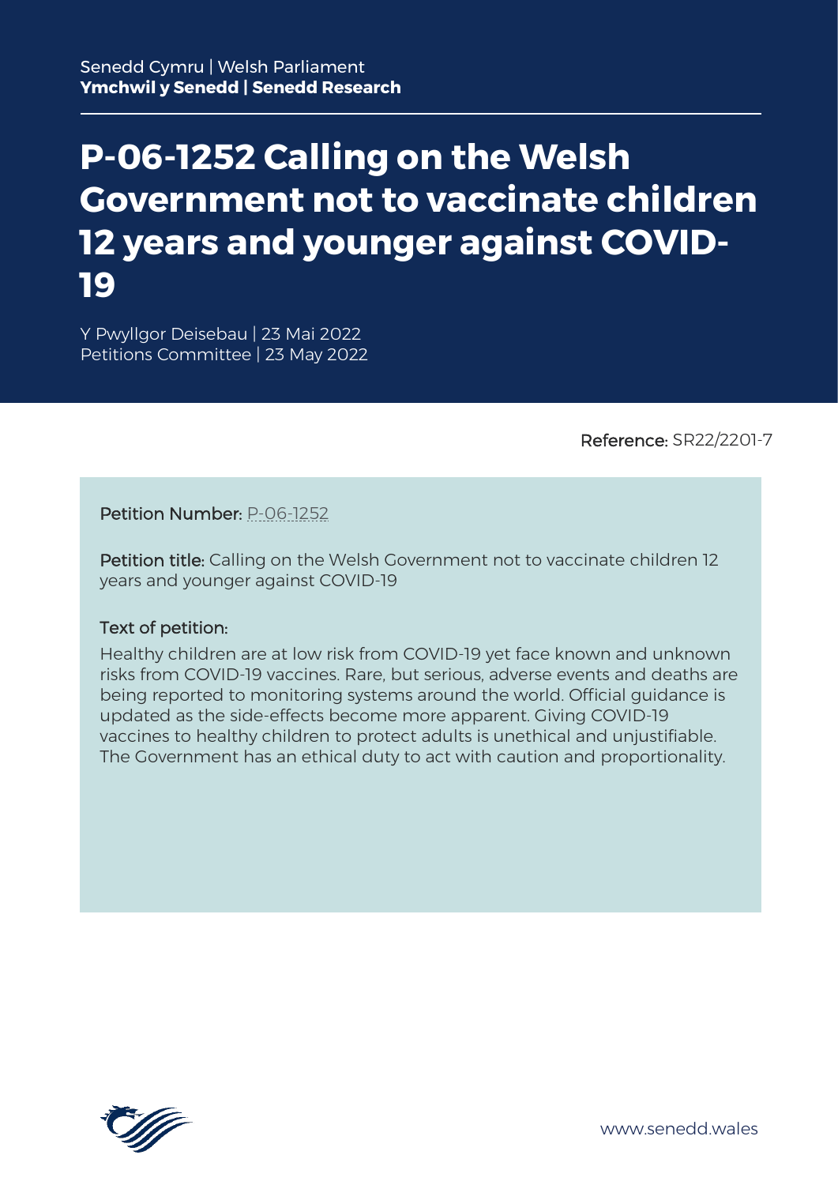Senedd Cymru | Welsh Parliament
**Ymchwil y Senedd | Senedd Research**

# P-06-1252 Calling on the Welsh Government not to vaccinate children 12 years and younger against COVID-19

Y Pwyllgor Deisebau | 23 Mai 2022
Petitions Committee | 23 May 2022

Reference: SR22/2201-7

Petition Number: P-06-1252

Petition title: Calling on the Welsh Government not to vaccinate children 12 years and younger against COVID-19

Text of petition:

Healthy children are at low risk from COVID-19 yet face known and unknown risks from COVID-19 vaccines. Rare, but serious, adverse events and deaths are being reported to monitoring systems around the world. Official guidance is updated as the side-effects become more apparent. Giving COVID-19 vaccines to healthy children to protect adults is unethical and unjustifiable. The Government has an ethical duty to act with caution and proportionality.

www.senedd.wales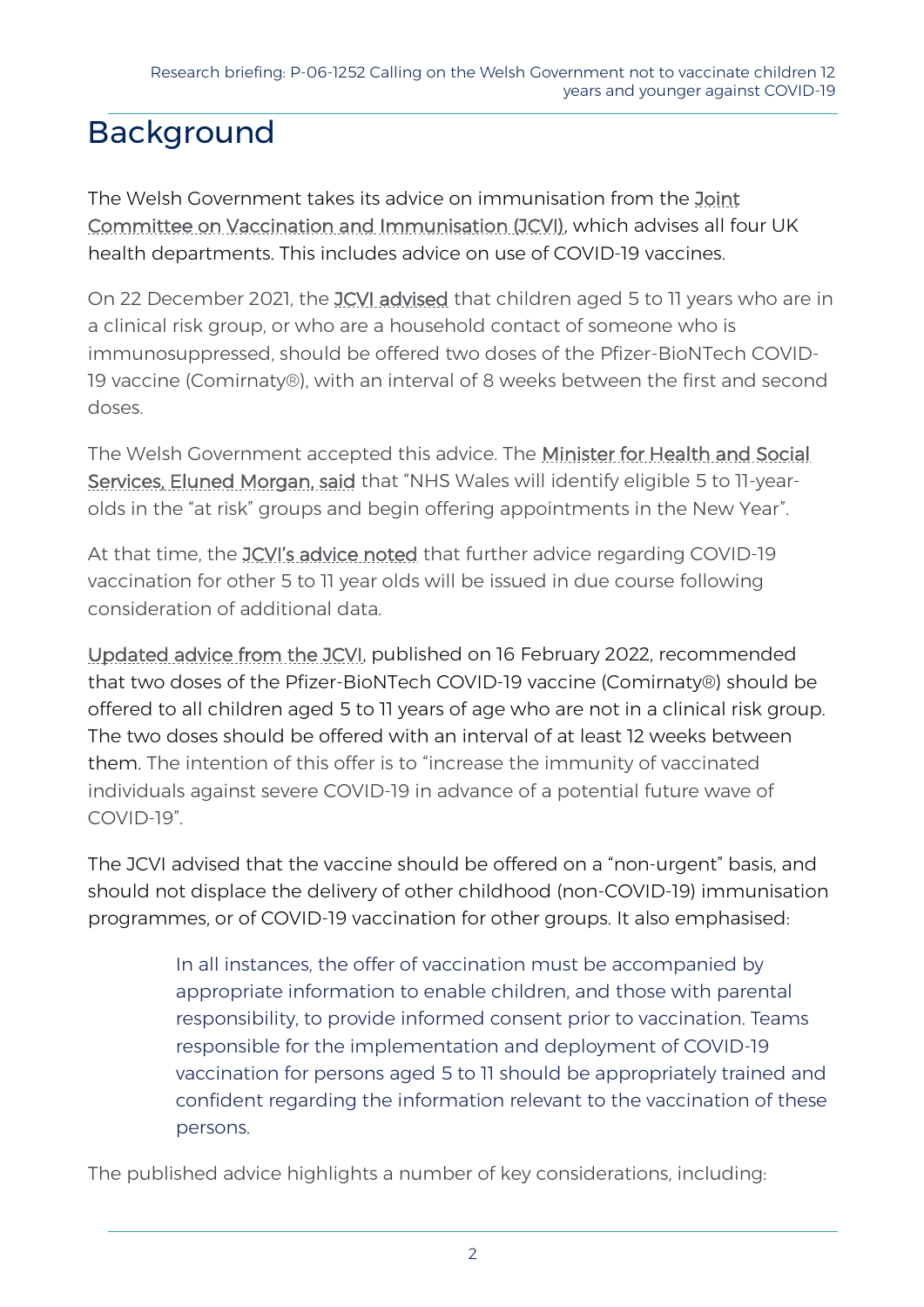# Background

The Welsh Government takes its advice on immunisation from the Joint Committee on Vaccination and Immunisation (JCVI), which advises all four UK health departments. This includes advice on use of COVID-19 vaccines.

On 22 December 2021, the JCVI advised that children aged 5 to 11 years who are in a clinical risk group, or who are a household contact of someone who is immunosuppressed, should be offered two doses of the Pfizer-BioNTech COVID-19 vaccine (Comirnaty®), with an interval of 8 weeks between the first and second doses.

The Welsh Government accepted this advice. The Minister for Health and Social Services, Eluned Morgan, said that "NHS Wales will identify eligible 5 to 11-year-olds in the "at risk" groups and begin offering appointments in the New Year".

At that time, the JCVI's advice noted that further advice regarding COVID-19 vaccination for other 5 to 11 year olds will be issued in due course following consideration of additional data.

Updated advice from the JCVI, published on 16 February 2022, recommended that two doses of the Pfizer-BioNTech COVID-19 vaccine (Comirnaty®) should be offered to all children aged 5 to 11 years of age who are not in a clinical risk group. The two doses should be offered with an interval of at least 12 weeks between them. The intention of this offer is to "increase the immunity of vaccinated individuals against severe COVID-19 in advance of a potential future wave of COVID-19".

The JCVI advised that the vaccine should be offered on a "non-urgent" basis, and should not displace the delivery of other childhood (non-COVID-19) immunisation programmes, or of COVID-19 vaccination for other groups. It also emphasised:

> In all instances, the offer of vaccination must be accompanied by appropriate information to enable children, and those with parental responsibility, to provide informed consent prior to vaccination. Teams responsible for the implementation and deployment of COVID-19 vaccination for persons aged 5 to 11 should be appropriately trained and confident regarding the information relevant to the vaccination of these persons.

The published advice highlights a number of key considerations, including: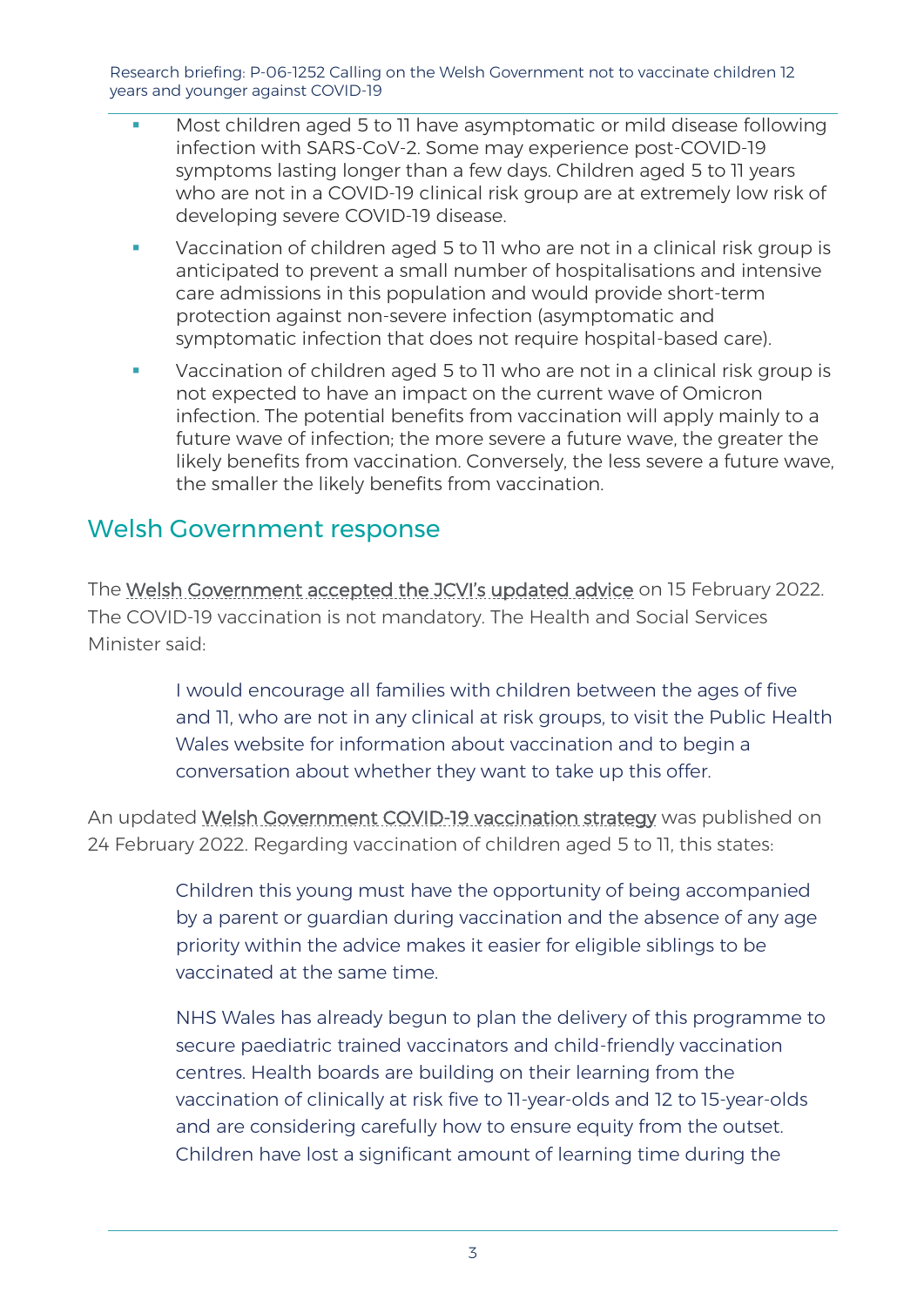- Most children aged 5 to 11 have asymptomatic or mild disease following infection with SARS-CoV-2. Some may experience post-COVID-19 symptoms lasting longer than a few days. Children aged 5 to 11 years who are not in a COVID-19 clinical risk group are at extremely low risk of developing severe COVID-19 disease.
- Vaccination of children aged 5 to 11 who are not in a clinical risk group is anticipated to prevent a small number of hospitalisations and intensive care admissions in this population and would provide short-term protection against non-severe infection (asymptomatic and symptomatic infection that does not require hospital-based care).
- Vaccination of children aged 5 to 11 who are not in a clinical risk group is not expected to have an impact on the current wave of Omicron infection. The potential benefits from vaccination will apply mainly to a future wave of infection; the more severe a future wave, the greater the likely benefits from vaccination. Conversely, the less severe a future wave, the smaller the likely benefits from vaccination.

## Welsh Government response

The Welsh Government accepted the JCVI's updated advice on 15 February 2022. The COVID-19 vaccination is not mandatory. The Health and Social Services Minister said:

> I would encourage all families with children between the ages of five and 11, who are not in any clinical at risk groups, to visit the Public Health Wales website for information about vaccination and to begin a conversation about whether they want to take up this offer.

An updated Welsh Government COVID-19 vaccination strategy was published on 24 February 2022. Regarding vaccination of children aged 5 to 11, this states:

> Children this young must have the opportunity of being accompanied by a parent or guardian during vaccination and the absence of any age priority within the advice makes it easier for eligible siblings to be vaccinated at the same time.
>
> NHS Wales has already begun to plan the delivery of this programme to secure paediatric trained vaccinators and child-friendly vaccination centres. Health boards are building on their learning from the vaccination of clinically at risk five to 11-year-olds and 12 to 15-year-olds and are considering carefully how to ensure equity from the outset. Children have lost a significant amount of learning time during the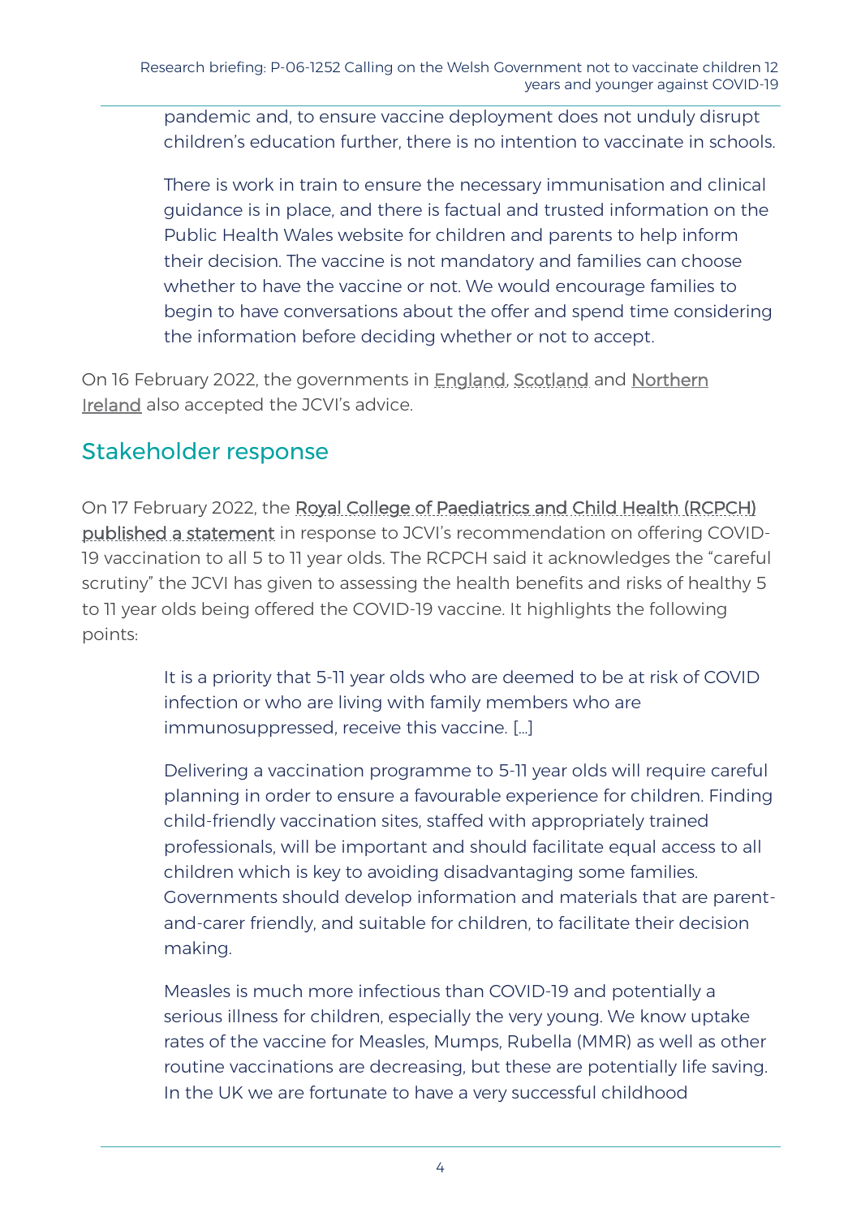> pandemic and, to ensure vaccine deployment does not unduly disrupt children's education further, there is no intention to vaccinate in schools.
>
> There is work in train to ensure the necessary immunisation and clinical guidance is in place, and there is factual and trusted information on the Public Health Wales website for children and parents to help inform their decision. The vaccine is not mandatory and families can choose whether to have the vaccine or not. We would encourage families to begin to have conversations about the offer and spend time considering the information before deciding whether or not to accept.

On 16 February 2022, the governments in England, Scotland and Northern Ireland also accepted the JCVI's advice.

## Stakeholder response

On 17 February 2022, the Royal College of Paediatrics and Child Health (RCPCH) published a statement in response to JCVI's recommendation on offering COVID-19 vaccination to all 5 to 11 year olds. The RCPCH said it acknowledges the "careful scrutiny" the JCVI has given to assessing the health benefits and risks of healthy 5 to 11 year olds being offered the COVID-19 vaccine. It highlights the following points:

> It is a priority that 5-11 year olds who are deemed to be at risk of COVID infection or who are living with family members who are immunosuppressed, receive this vaccine. […]
>
> Delivering a vaccination programme to 5-11 year olds will require careful planning in order to ensure a favourable experience for children. Finding child-friendly vaccination sites, staffed with appropriately trained professionals, will be important and should facilitate equal access to all children which is key to avoiding disadvantaging some families. Governments should develop information and materials that are parent-and-carer friendly, and suitable for children, to facilitate their decision making.
>
> Measles is much more infectious than COVID-19 and potentially a serious illness for children, especially the very young. We know uptake rates of the vaccine for Measles, Mumps, Rubella (MMR) as well as other routine vaccinations are decreasing, but these are potentially life saving. In the UK we are fortunate to have a very successful childhood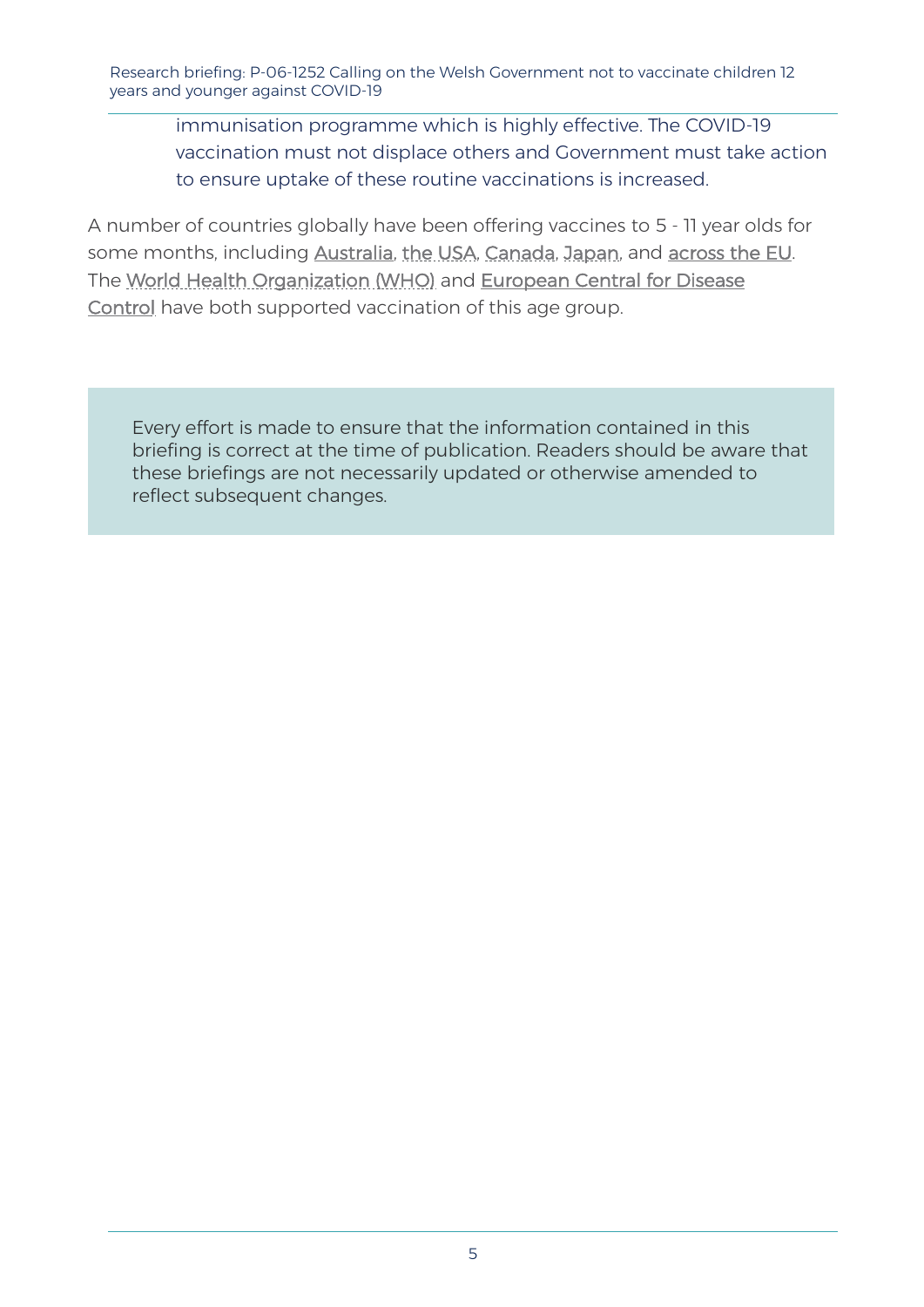> immunisation programme which is highly effective. The COVID-19 vaccination must not displace others and Government must take action to ensure uptake of these routine vaccinations is increased.

A number of countries globally have been offering vaccines to 5 - 11 year olds for some months, including Australia, the USA, Canada, Japan, and across the EU. The World Health Organization (WHO) and European Central for Disease Control have both supported vaccination of this age group.

Every effort is made to ensure that the information contained in this briefing is correct at the time of publication. Readers should be aware that these briefings are not necessarily updated or otherwise amended to reflect subsequent changes.